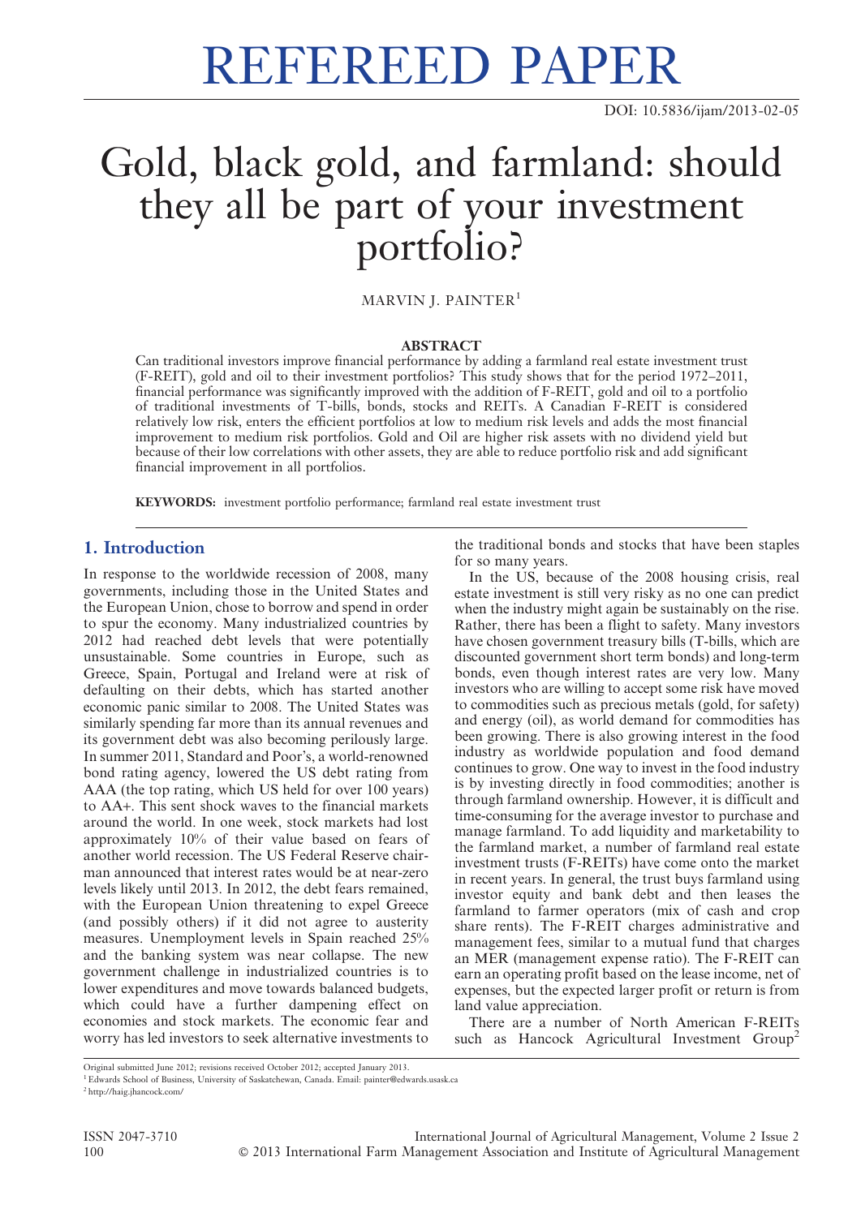# REFEREED PAPER

DOI: 10.5836/ijam/2013-02-05

# Gold, black gold, and farmland: should they all be part of your investment portfolio?

MARVIN J. PAINTER[1]

## ABSTRACT

Can traditional investors improve financial performance by adding a farmland real estate investment trust (F-REIT), gold and oil to their investment portfolios? This study shows that for the period 1972–2011, financial performance was significantly improved with the addition of F-REIT, gold and oil to a portfolio of traditional investments of T-bills, bonds, stocks and REITs. A Canadian F-REIT is considered relatively low risk, enters the efficient portfolios at low to medium risk levels and adds the most financial improvement to medium risk portfolios. Gold and Oil are higher risk assets with no dividend yield but because of their low correlations with other assets, they are able to reduce portfolio risk and add significant financial improvement in all portfolios.

**KEYWORDS:** investment portfolio performance; farmland real estate investment trust

## 1. Introduction

In response to the worldwide recession of 2008, many governments, including those in the United States and the European Union, chose to borrow and spend in order to spur the economy. Many industrialized countries by 2012 had reached debt levels that were potentially unsustainable. Some countries in Europe, such as Greece, Spain, Portugal and Ireland were at risk of defaulting on their debts, which has started another economic panic similar to 2008. The United States was similarly spending far more than its annual revenues and its government debt was also becoming perilously large. In summer 2011, Standard and Poor's, a world-renowned bond rating agency, lowered the US debt rating from AAA (the top rating, which US held for over 100 years) to AA+. This sent shock waves to the financial markets around the world. In one week, stock markets had lost approximately 10% of their value based on fears of another world recession. The US Federal Reserve chairman announced that interest rates would be at near-zero levels likely until 2013. In 2012, the debt fears remained, with the European Union threatening to expel Greece (and possibly others) if it did not agree to austerity measures. Unemployment levels in Spain reached 25% and the banking system was near collapse. The new government challenge in industrialized countries is to lower expenditures and move towards balanced budgets, which could have a further dampening effect on economies and stock markets. The economic fear and worry has led investors to seek alternative investments to the traditional bonds and stocks that have been staples for so many years.

In the US, because of the 2008 housing crisis, real estate investment is still very risky as no one can predict when the industry might again be sustainably on the rise. Rather, there has been a flight to safety. Many investors have chosen government treasury bills (T-bills, which are discounted government short term bonds) and long-term bonds, even though interest rates are very low. Many investors who are willing to accept some risk have moved to commodities such as precious metals (gold, for safety) and energy (oil), as world demand for commodities has been growing. There is also growing interest in the food industry as worldwide population and food demand continues to grow. One way to invest in the food industry is by investing directly in food commodities; another is through farmland ownership. However, it is difficult and time-consuming for the average investor to purchase and manage farmland. To add liquidity and marketability to the farmland market, a number of farmland real estate investment trusts (F-REITs) have come onto the market in recent years. In general, the trust buys farmland using investor equity and bank debt and then leases the farmland to farmer operators (mix of cash and crop share rents). The F-REIT charges administrative and management fees, similar to a mutual fund that charges an MER (management expense ratio). The F-REIT can earn an operating profit based on the lease income, net of expenses, but the expected larger profit or return is from land value appreciation.

There are a number of North American F-REITs such as Hancock Agricultural Investment Group[2]

Original submitted June 2012; revisions received October 2012; accepted January 2013.

[1] Edwards School of Business, University of Saskatchewan, Canada. Email: painter@edwards.usask.ca

[2] http://haig.jhancock.com/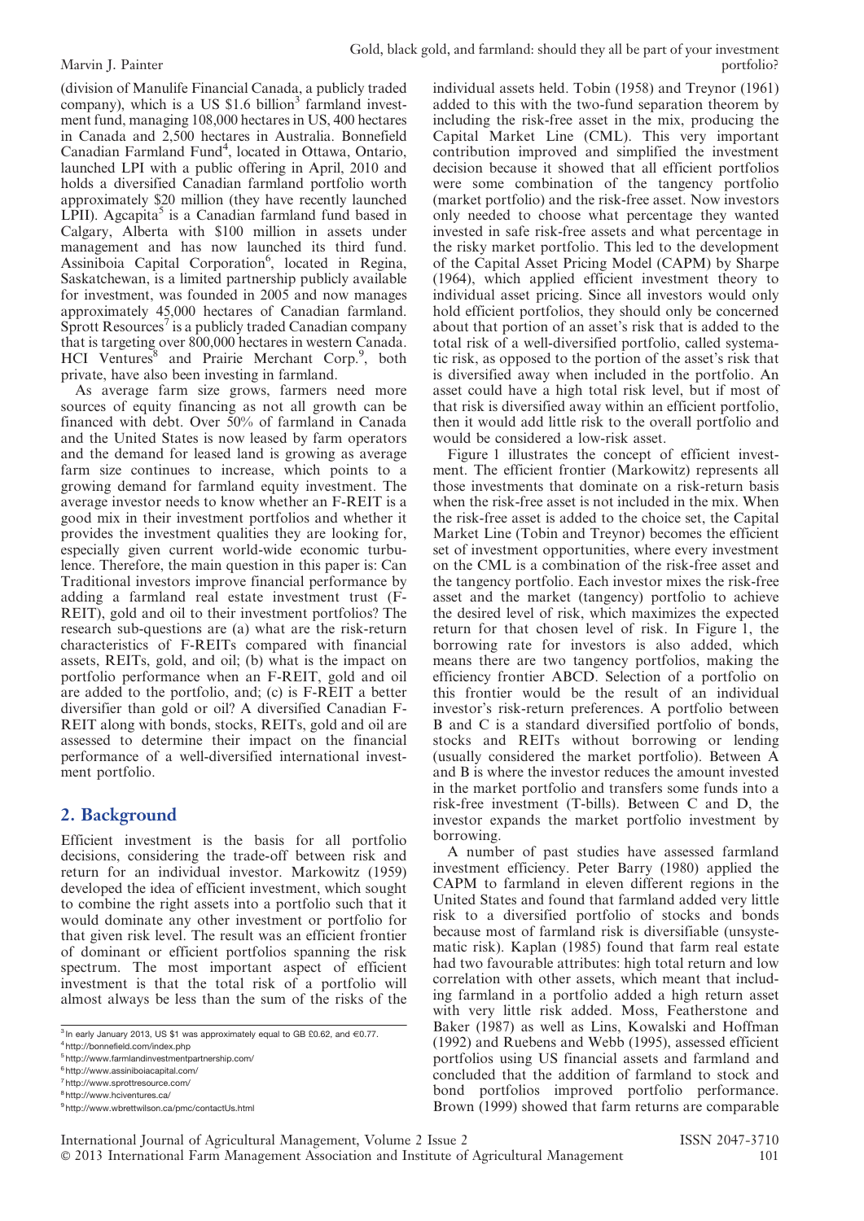(division of Manulife Financial Canada, a publicly traded company), which is a US $1.6 billion[3] farmland investment fund, managing 108,000 hectares in US, 400 hectares in Canada and 2,500 hectares in Australia. Bonnefield Canadian Farmland Fund[4], located in Ottawa, Ontario, launched LPI with a public offering in April, 2010 and holds a diversified Canadian farmland portfolio worth approximately $20 million (they have recently launched LPII). Agcapita[5] is a Canadian farmland fund based in Calgary, Alberta with $100 million in assets under management and has now launched its third fund. Assiniboia Capital Corporation[6], located in Regina, Saskatchewan, is a limited partnership publicly available for investment, was founded in 2005 and now manages approximately 45,000 hectares of Canadian farmland. Sprott Resources[7] is a publicly traded Canadian company that is targeting over 800,000 hectares in western Canada. HCI Ventures[8] and Prairie Merchant Corp.[9], both private, have also been investing in farmland.

As average farm size grows, farmers need more sources of equity financing as not all growth can be financed with debt. Over 50% of farmland in Canada and the United States is now leased by farm operators and the demand for leased land is growing as average farm size continues to increase, which points to a growing demand for farmland equity investment. The average investor needs to know whether an F-REIT is a good mix in their investment portfolios and whether it provides the investment qualities they are looking for, especially given current world-wide economic turbulence. Therefore, the main question in this paper is: Can Traditional investors improve financial performance by adding a farmland real estate investment trust (F-REIT), gold and oil to their investment portfolios? The research sub-questions are (a) what are the risk-return characteristics of F-REITs compared with financial assets, REITs, gold, and oil; (b) what is the impact on portfolio performance when an F-REIT, gold and oil are added to the portfolio, and; (c) is F-REIT a better diversifier than gold or oil? A diversified Canadian F-REIT along with bonds, stocks, REITs, gold and oil are assessed to determine their impact on the financial performance of a well-diversified international investment portfolio.

## 2. Background

Efficient investment is the basis for all portfolio decisions, considering the trade-off between risk and return for an individual investor. Markowitz (1959) developed the idea of efficient investment, which sought to combine the right assets into a portfolio such that it would dominate any other investment or portfolio for that given risk level. The result was an efficient frontier of dominant or efficient portfolios spanning the risk spectrum. The most important aspect of efficient investment is that the total risk of a portfolio will almost always be less than the sum of the risks of the individual assets held. Tobin (1958) and Treynor (1961) added to this with the two-fund separation theorem by including the risk-free asset in the mix, producing the Capital Market Line (CML). This very important contribution improved and simplified the investment decision because it showed that all efficient portfolios were some combination of the tangency portfolio (market portfolio) and the risk-free asset. Now investors only needed to choose what percentage they wanted invested in safe risk-free assets and what percentage in the risky market portfolio. This led to the development of the Capital Asset Pricing Model (CAPM) by Sharpe (1964), which applied efficient investment theory to individual asset pricing. Since all investors would only hold efficient portfolios, they should only be concerned about that portion of an asset's risk that is added to the total risk of a well-diversified portfolio, called systematic risk, as opposed to the portion of the asset's risk that is diversified away when included in the portfolio. An asset could have a high total risk level, but if most of that risk is diversified away within an efficient portfolio, then it would add little risk to the overall portfolio and would be considered a low-risk asset.

Figure 1 illustrates the concept of efficient investment. The efficient frontier (Markowitz) represents all those investments that dominate on a risk-return basis when the risk-free asset is not included in the mix. When the risk-free asset is added to the choice set, the Capital Market Line (Tobin and Treynor) becomes the efficient set of investment opportunities, where every investment on the CML is a combination of the risk-free asset and the tangency portfolio. Each investor mixes the risk-free asset and the market (tangency) portfolio to achieve the desired level of risk, which maximizes the expected return for that chosen level of risk. In Figure 1, the borrowing rate for investors is also added, which means there are two tangency portfolios, making the efficiency frontier ABCD. Selection of a portfolio on this frontier would be the result of an individual investor's risk-return preferences. A portfolio between B and C is a standard diversified portfolio of bonds, stocks and REITs without borrowing or lending (usually considered the market portfolio). Between A and B is where the investor reduces the amount invested in the market portfolio and transfers some funds into a risk-free investment (T-bills). Between C and D, the investor expands the market portfolio investment by borrowing.

A number of past studies have assessed farmland investment efficiency. Peter Barry (1980) applied the CAPM to farmland in eleven different regions in the United States and found that farmland added very little risk to a diversified portfolio of stocks and bonds because most of farmland risk is diversifiable (unsystematic risk). Kaplan (1985) found that farm real estate had two favourable attributes: high total return and low correlation with other assets, which meant that including farmland in a portfolio added a high return asset with very little risk added. Moss, Featherstone and Baker (1987) as well as Lins, Kowalski and Hoffman (1992) and Ruebens and Webb (1995), assessed efficient portfolios using US financial assets and farmland and concluded that the addition of farmland to stock and bond portfolios improved portfolio performance. Brown (1999) showed that farm returns are comparable

---

[3] In early January 2013, US $1 was approximately equal to GB £0.62, and €0.77.

[4] http://bonnefield.com/index.php

[5] http://www.farmlandinvestmentpartnership.com/

[6] http://www.assiniboiacapital.com/

[7] http://www.sprottresource.com/

[8] http://www.hciventures.ca/

[9] http://www.wbrettwilson.ca/pmc/contactUs.html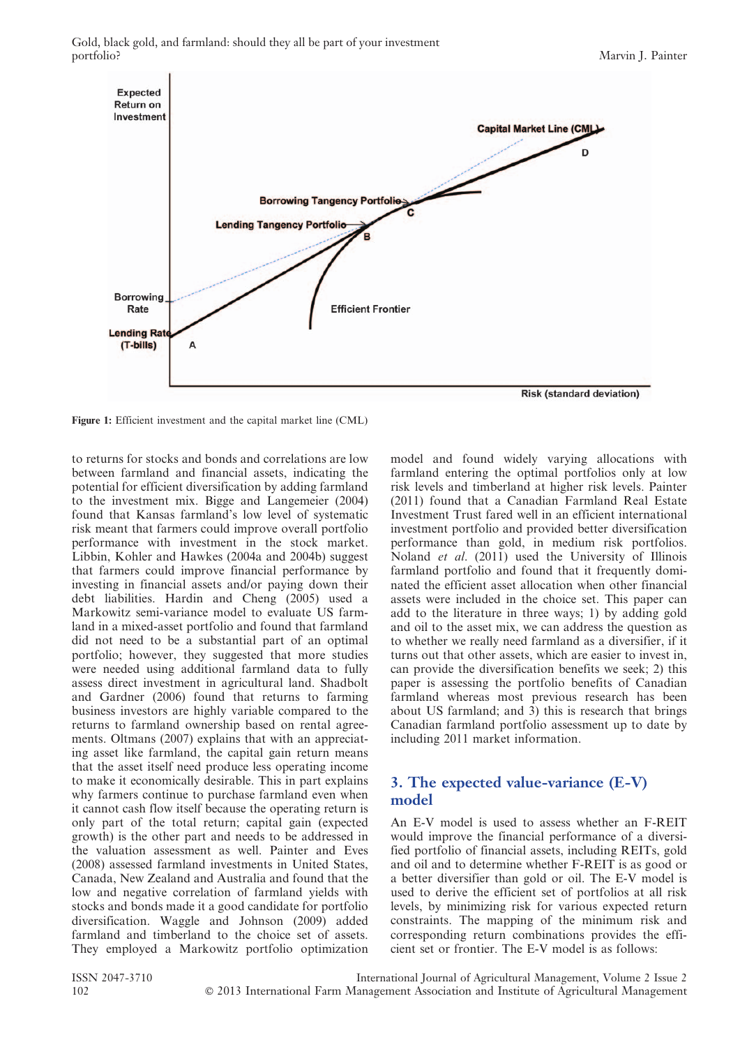Figure 1: Efficient investment and the capital market line (CML)

to returns for stocks and bonds and correlations are low between farmland and financial assets, indicating the potential for efficient diversification by adding farmland to the investment mix. Bigge and Langemeier (2004) found that Kansas farmland's low level of systematic risk meant that farmers could improve overall portfolio performance with investment in the stock market. Libbin, Kohler and Hawkes (2004a and 2004b) suggest that farmers could improve financial performance by investing in financial assets and/or paying down their debt liabilities. Hardin and Cheng (2005) used a Markowitz semi-variance model to evaluate US farmland in a mixed-asset portfolio and found that farmland did not need to be a substantial part of an optimal portfolio; however, they suggested that more studies were needed using additional farmland data to fully assess direct investment in agricultural land. Shadbolt and Gardner (2006) found that returns to farming business investors are highly variable compared to the returns to farmland ownership based on rental agreements. Oltmans (2007) explains that with an appreciating asset like farmland, the capital gain return means that the asset itself need produce less operating income to make it economically desirable. This in part explains why farmers continue to purchase farmland even when it cannot cash flow itself because the operating return is only part of the total return; capital gain (expected growth) is the other part and needs to be addressed in the valuation assessment as well. Painter and Eves (2008) assessed farmland investments in United States, Canada, New Zealand and Australia and found that the low and negative correlation of farmland yields with stocks and bonds made it a good candidate for portfolio diversification. Waggle and Johnson (2009) added farmland and timberland to the choice set of assets. They employed a Markowitz portfolio optimization model and found widely varying allocations with farmland entering the optimal portfolios only at low risk levels and timberland at higher risk levels. Painter (2011) found that a Canadian Farmland Real Estate Investment Trust fared well in an efficient international investment portfolio and provided better diversification performance than gold, in medium risk portfolios. Noland *et al.* (2011) used the University of Illinois farmland portfolio and found that it frequently dominated the efficient asset allocation when other financial assets were included in the choice set. This paper can add to the literature in three ways; 1) by adding gold and oil to the asset mix, we can address the question as to whether we really need farmland as a diversifier, if it turns out that other assets, which are easier to invest in, can provide the diversification benefits we seek; 2) this paper is assessing the portfolio benefits of Canadian farmland whereas most previous research has been about US farmland; and 3) this is research that brings Canadian farmland portfolio assessment up to date by including 2011 market information.

## 3. The expected value-variance (E-V) model

An E-V model is used to assess whether an F-REIT would improve the financial performance of a diversified portfolio of financial assets, including REITs, gold and oil and to determine whether F-REIT is as good or a better diversifier than gold or oil. The E-V model is used to derive the efficient set of portfolios at all risk levels, by minimizing risk for various expected return constraints. The mapping of the minimum risk and corresponding return combinations provides the efficient set or frontier. The E-V model is as follows: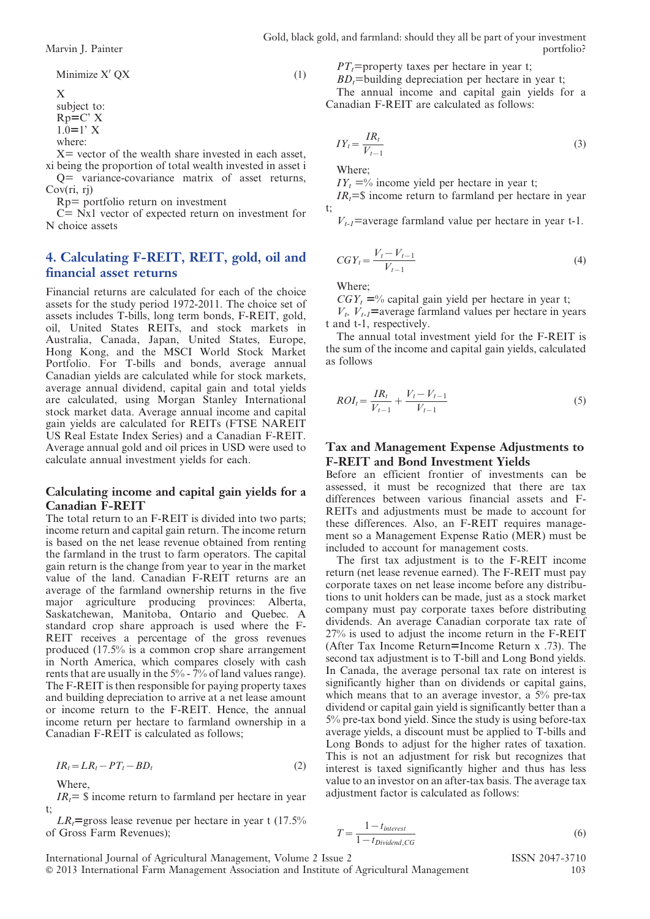$$\underset{X}{\text{Minimize}}\ X'QX \tag{1}$$

subject to:

$R_p = C'X$

$1.0 = 1'X$

where:

$X$ = vector of the wealth share invested in each asset, $x_i$ being the proportion of total wealth invested in asset i

$Q$ = variance-covariance matrix of asset returns, $Cov(r_i, r_j)$

$R_p$ = portfolio return on investment

$C$ = Nx1 vector of expected return on investment for N choice assets

## 4. Calculating F-REIT, REIT, gold, oil and financial asset returns

Financial returns are calculated for each of the choice assets for the study period 1972-2011. The choice set of assets includes T-bills, long term bonds, F-REIT, gold, oil, United States REITs, and stock markets in Australia, Canada, Japan, United States, Europe, Hong Kong, and the MSCI World Stock Market Portfolio. For T-bills and bonds, average annual Canadian yields are calculated while for stock markets, average annual dividend, capital gain and total yields are calculated, using Morgan Stanley International stock market data. Average annual income and capital gain yields are calculated for REITs (FTSE NAREIT US Real Estate Index Series) and a Canadian F-REIT. Average annual gold and oil prices in USD were used to calculate annual investment yields for each.

### Calculating income and capital gain yields for a Canadian F-REIT

The total return to an F-REIT is divided into two parts; income return and capital gain return. The income return is based on the net lease revenue obtained from renting the farmland in the trust to farm operators. The capital gain return is the change from year to year in the market value of the land. Canadian F-REIT returns are an average of the farmland ownership returns in the five major agriculture producing provinces: Alberta, Saskatchewan, Manitoba, Ontario and Quebec. A standard crop share approach is used where the F-REIT receives a percentage of the gross revenues produced (17.5% is a common crop share arrangement in North America, which compares closely with cash rents that are usually in the 5% - 7% of land values range). The F-REIT is then responsible for paying property taxes and building depreciation to arrive at a net lease amount or income return to the F-REIT. Hence, the annual income return per hectare to farmland ownership in a Canadian F-REIT is calculated as follows;

$$IR_t = LR_t - PT_t - BD_t \tag{2}$$

Where,

$IR_t$ = \$ income return to farmland per hectare in year t;

$LR_t$ = gross lease revenue per hectare in year t (17.5% of Gross Farm Revenues);

$PT_t$ = property taxes per hectare in year t;

$BD_t$ = building depreciation per hectare in year t;

The annual income and capital gain yields for a Canadian F-REIT are calculated as follows:

$$IY_t = \frac{IR_t}{V_{t-1}} \tag{3}$$

Where;

$IY_t$ = % income yield per hectare in year t;

$IR_t$ = \$ income return to farmland per hectare in year t;

$V_{t-1}$ = average farmland value per hectare in year t-1.

$$CGY_t = \frac{V_t - V_{t-1}}{V_{t-1}} \tag{4}$$

Where;

$CGY_t$ = % capital gain yield per hectare in year t;

$V_t$, $V_{t-1}$ = average farmland values per hectare in years t and t-1, respectively.

The annual total investment yield for the F-REIT is the sum of the income and capital gain yields, calculated as follows

$$ROI_t = \frac{IR_t}{V_{t-1}} + \frac{V_t - V_{t-1}}{V_{t-1}} \tag{5}$$

### Tax and Management Expense Adjustments to F-REIT and Bond Investment Yields

Before an efficient frontier of investments can be assessed, it must be recognized that there are tax differences between various financial assets and F-REITs and adjustments must be made to account for these differences. Also, an F-REIT requires management so a Management Expense Ratio (MER) must be included to account for management costs.

The first tax adjustment is to the F-REIT income return (net lease revenue earned). The F-REIT must pay corporate taxes on net lease income before any distributions to unit holders can be made, just as a stock market company must pay corporate taxes before distributing dividends. An average Canadian corporate tax rate of 27% is used to adjust the income return in the F-REIT (After Tax Income Return=Income Return x .73). The second tax adjustment is to T-bill and Long Bond yields. In Canada, the average personal tax rate on interest is significantly higher than on dividends or capital gains, which means that to an average investor, a 5% pre-tax dividend or capital gain yield is significantly better than a 5% pre-tax bond yield. Since the study is using before-tax average yields, a discount must be applied to T-bills and Long Bonds to adjust for the higher rates of taxation. This is not an adjustment for risk but recognizes that interest is taxed significantly higher and thus has less value to an investor on an after-tax basis. The average tax adjustment factor is calculated as follows:

$$T = \frac{1 - t_{interest}}{1 - t_{Dividend,CG}} \tag{6}$$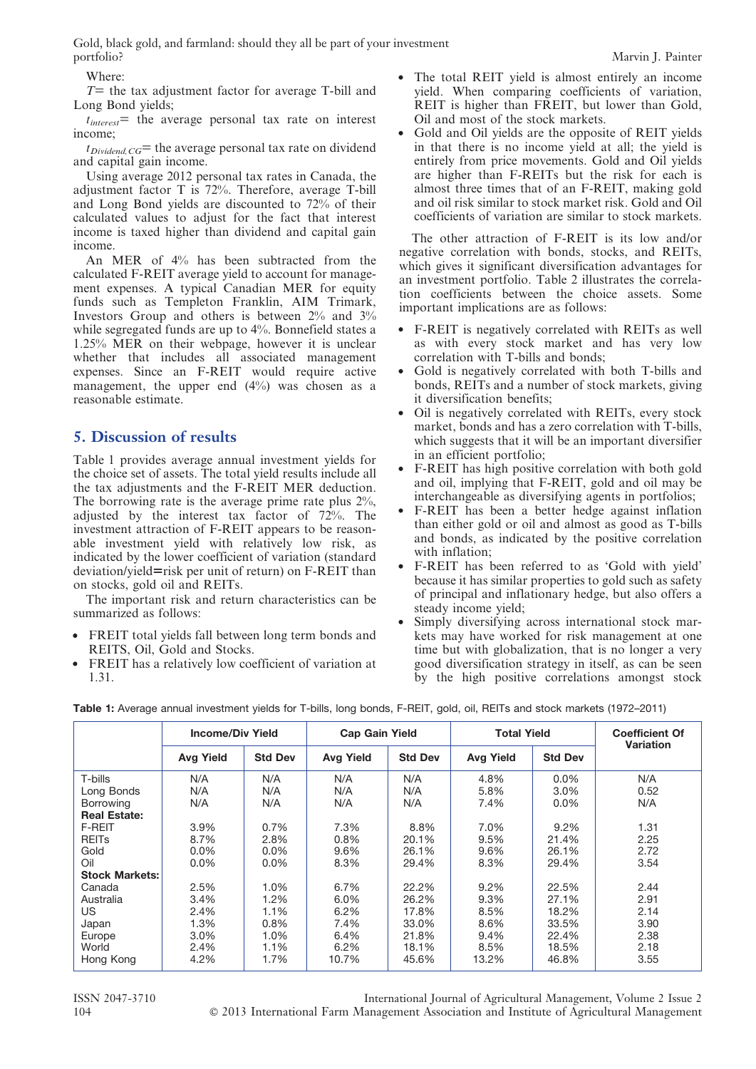Where:

$T$= the tax adjustment factor for average T-bill and Long Bond yields;

$t_{interest}$= the average personal tax rate on interest income;

$t_{Dividend,CG}$= the average personal tax rate on dividend and capital gain income.

Using average 2012 personal tax rates in Canada, the adjustment factor T is 72%. Therefore, average T-bill and Long Bond yields are discounted to 72% of their calculated values to adjust for the fact that interest income is taxed higher than dividend and capital gain income.

An MER of 4% has been subtracted from the calculated F-REIT average yield to account for management expenses. A typical Canadian MER for equity funds such as Templeton Franklin, AIM Trimark, Investors Group and others is between 2% and 3% while segregated funds are up to 4%. Bonnefield states a 1.25% MER on their webpage, however it is unclear whether that includes all associated management expenses. Since an F-REIT would require active management, the upper end (4%) was chosen as a reasonable estimate.

## 5. Discussion of results

Table 1 provides average annual investment yields for the choice set of assets. The total yield results include all the tax adjustments and the F-REIT MER deduction. The borrowing rate is the average prime rate plus 2%, adjusted by the interest tax factor of 72%. The investment attraction of F-REIT appears to be reasonable investment yield with relatively low risk, as indicated by the lower coefficient of variation (standard deviation/yield=risk per unit of return) on F-REIT than on stocks, gold oil and REITs.

The important risk and return characteristics can be summarized as follows:

- FREIT total yields fall between long term bonds and REITS, Oil, Gold and Stocks.
- FREIT has a relatively low coefficient of variation at 1.31.
- The total REIT yield is almost entirely an income yield. When comparing coefficients of variation, REIT is higher than FREIT, but lower than Gold, Oil and most of the stock markets.
- Gold and Oil yields are the opposite of REIT yields in that there is no income yield at all; the yield is entirely from price movements. Gold and Oil yields are higher than F-REITs but the risk for each is almost three times that of an F-REIT, making gold and oil risk similar to stock market risk. Gold and Oil coefficients of variation are similar to stock markets.

The other attraction of F-REIT is its low and/or negative correlation with bonds, stocks, and REITs, which gives it significant diversification advantages for an investment portfolio. Table 2 illustrates the correlation coefficients between the choice assets. Some important implications are as follows:

- F-REIT is negatively correlated with REITs as well as with every stock market and has very low correlation with T-bills and bonds;
- Gold is negatively correlated with both T-bills and bonds, REITs and a number of stock markets, giving it diversification benefits;
- Oil is negatively correlated with REITs, every stock market, bonds and has a zero correlation with T-bills, which suggests that it will be an important diversifier in an efficient portfolio;
- F-REIT has high positive correlation with both gold and oil, implying that F-REIT, gold and oil may be interchangeable as diversifying agents in portfolios;
- F-REIT has been a better hedge against inflation than either gold or oil and almost as good as T-bills and bonds, as indicated by the positive correlation with inflation;
- F-REIT has been referred to as 'Gold with yield' because it has similar properties to gold such as safety of principal and inflationary hedge, but also offers a steady income yield;
- Simply diversifying across international stock markets may have worked for risk management at one time but with globalization, that is no longer a very good diversification strategy in itself, as can be seen by the high positive correlations amongst stock

**Table 1:** Average annual investment yields for T-bills, long bonds, F-REIT, gold, oil, REITs and stock markets (1972–2011)

| | Income/Div Yield | | Cap Gain Yield | | Total Yield | | Coefficient Of Variation |
|---|---|---|---|---|---|---|---|
| | Avg Yield | Std Dev | Avg Yield | Std Dev | Avg Yield | Std Dev | |
| T-bills | N/A | N/A | N/A | N/A | 4.8% | 0.0% | N/A |
| Long Bonds | N/A | N/A | N/A | N/A | 5.8% | 3.0% | 0.52 |
| Borrowing | N/A | N/A | N/A | N/A | 7.4% | 0.0% | N/A |
| **Real Estate:** | | | | | | | |
| F-REIT | 3.9% | 0.7% | 7.3% | 8.8% | 7.0% | 9.2% | 1.31 |
| REITs | 8.7% | 2.8% | 0.8% | 20.1% | 9.5% | 21.4% | 2.25 |
| Gold | 0.0% | 0.0% | 9.6% | 26.1% | 9.6% | 26.1% | 2.72 |
| Oil | 0.0% | 0.0% | 8.3% | 29.4% | 8.3% | 29.4% | 3.54 |
| **Stock Markets:** | | | | | | | |
| Canada | 2.5% | 1.0% | 6.7% | 22.2% | 9.2% | 22.5% | 2.44 |
| Australia | 3.4% | 1.2% | 6.0% | 26.2% | 9.3% | 27.1% | 2.91 |
| US | 2.4% | 1.1% | 6.2% | 17.8% | 8.5% | 18.2% | 2.14 |
| Japan | 1.3% | 0.8% | 7.4% | 33.0% | 8.6% | 33.5% | 3.90 |
| Europe | 3.0% | 1.0% | 6.4% | 21.8% | 9.4% | 22.4% | 2.38 |
| World | 2.4% | 1.1% | 6.2% | 18.1% | 8.5% | 18.5% | 2.18 |
| Hong Kong | 4.2% | 1.7% | 10.7% | 45.6% | 13.2% | 46.8% | 3.55 |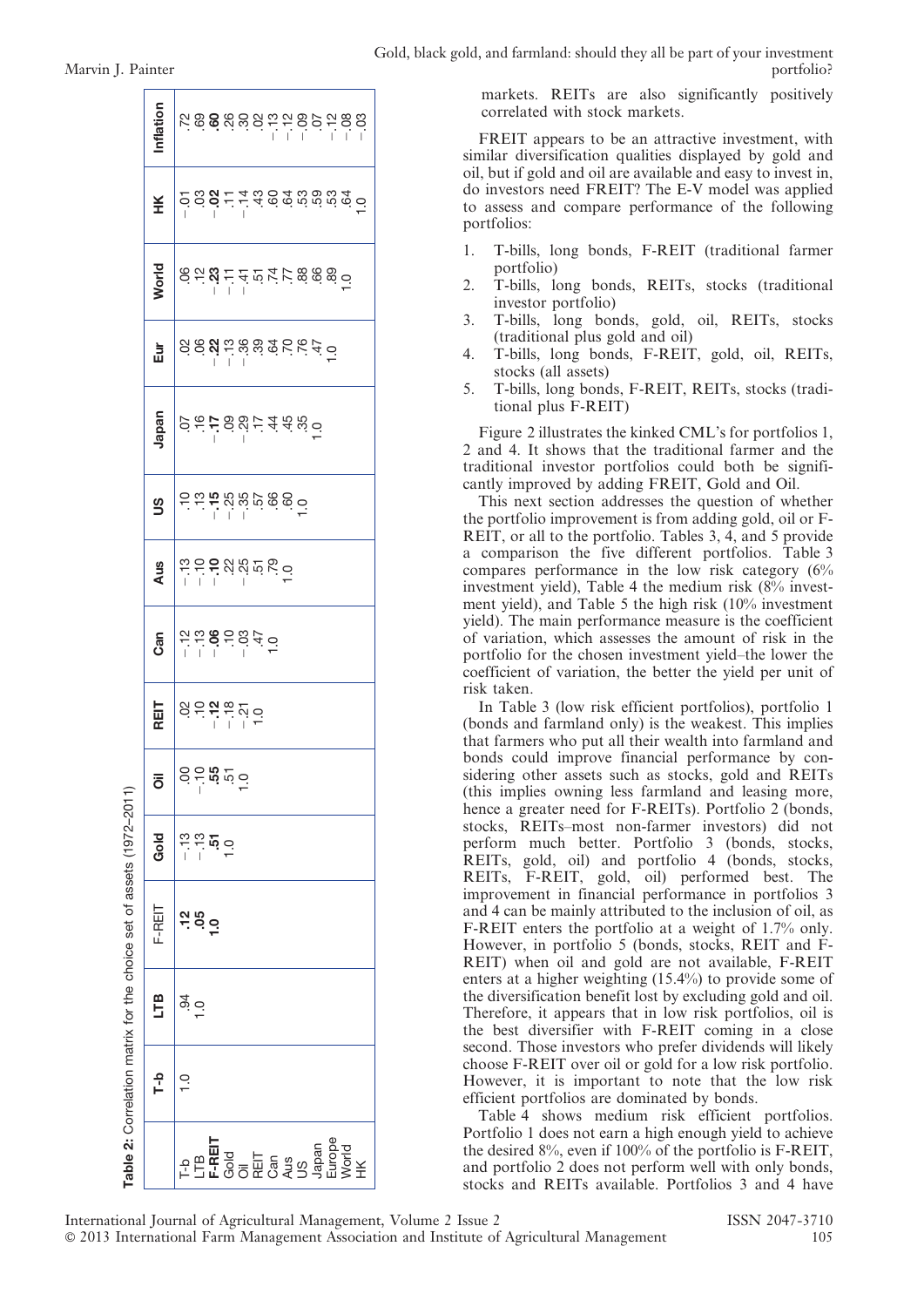**Table 2:** Correlation matrix for the choice set of assets (1972–2011)

| | T-b | LTB | F-REIT | Gold | Oil | REIT | Can | Aus | US | Japan | Eur | World | HK | Inflation |
|---|---|---|---|---|---|---|---|---|---|---|---|---|---|---|
| T-b | 1.0 | .94 | **.12** | –.13 | .00 | .02 | –.12 | –.13 | .10 | .07 | .02 | .06 | –.01 | .72 |
| LTB | | 1.0 | **.05** | –.13 | –.10 | .10 | –.13 | –.10 | .13 | .16 | .06 | .12 | .03 | .69 |
| **F-REIT** | | | **1.0** | **.51** | **.55** | **–.12** | **–.06** | **–.10** | **–.15** | **–.17** | **–.22** | **–.23** | **–.02** | **.60** |
| Gold | | | | 1.0 | .51 | –.18 | .10 | .22 | –.25 | .09 | –.13 | –.11 | .11 | .26 |
| Oil | | | | | 1.0 | –.21 | –.03 | –.25 | –.35 | –.29 | –.36 | –.41 | –.14 | .30 |
| REIT | | | | | | 1.0 | .47 | .51 | .57 | .17 | .39 | .51 | .43 | .02 |
| Can | | | | | | | 1.0 | .79 | .66 | .44 | .64 | .74 | .60 | –.13 |
| Aus | | | | | | | | 1.0 | .60 | .45 | .70 | .77 | .64 | –.12 |
| US | | | | | | | | | 1.0 | .35 | .76 | .88 | .53 | –.09 |
| Japan | | | | | | | | | | 1.0 | .47 | .66 | .59 | .07 |
| Europe | | | | | | | | | | | 1.0 | .89 | .53 | –.12 |
| World | | | | | | | | | | | | 1.0 | .64 | –.08 |
| HK | | | | | | | | | | | | | 1.0 | –.03 |

markets. REITs are also significantly positively correlated with stock markets.

FREIT appears to be an attractive investment, with similar diversification qualities displayed by gold and oil, but if gold and oil are available and easy to invest in, do investors need FREIT? The E-V model was applied to assess and compare performance of the following portfolios:

1. T-bills, long bonds, F-REIT (traditional farmer portfolio)
2. T-bills, long bonds, REITs, stocks (traditional investor portfolio)
3. T-bills, long bonds, gold, oil, REITs, stocks (traditional plus gold and oil)
4. T-bills, long bonds, F-REIT, gold, oil, REITs, stocks (all assets)
5. T-bills, long bonds, F-REIT, REITs, stocks (traditional plus F-REIT)

Figure 2 illustrates the kinked CML's for portfolios 1, 2 and 4. It shows that the traditional farmer and the traditional investor portfolios could both be significantly improved by adding FREIT, Gold and Oil.

This next section addresses the question of whether the portfolio improvement is from adding gold, oil or F-REIT, or all to the portfolio. Tables 3, 4, and 5 provide a comparison the five different portfolios. Table 3 compares performance in the low risk category (6% investment yield), Table 4 the medium risk (8% investment yield), and Table 5 the high risk (10% investment yield). The main performance measure is the coefficient of variation, which assesses the amount of risk in the portfolio for the chosen investment yield–the lower the coefficient of variation, the better the yield per unit of risk taken.

In Table 3 (low risk efficient portfolios), portfolio 1 (bonds and farmland only) is the weakest. This implies that farmers who put all their wealth into farmland and bonds could improve financial performance by considering other assets such as stocks, gold and REITs (this implies owning less farmland and leasing more, hence a greater need for F-REITs). Portfolio 2 (bonds, stocks, REITs–most non-farmer investors) did not perform much better. Portfolio 3 (bonds, stocks, REITs, gold, oil) and portfolio 4 (bonds, stocks, REITs, F-REIT, gold, oil) performed best. The improvement in financial performance in portfolios 3 and 4 can be mainly attributed to the inclusion of oil, as F-REIT enters the portfolio at a weight of 1.7% only. However, in portfolio 5 (bonds, stocks, REIT and F-REIT) when oil and gold are not available, F-REIT enters at a higher weighting (15.4%) to provide some of the diversification benefit lost by excluding gold and oil. Therefore, it appears that in low risk portfolios, oil is the best diversifier with F-REIT coming in a close second. Those investors who prefer dividends will likely choose F-REIT over oil or gold for a low risk portfolio. However, it is important to note that the low risk efficient portfolios are dominated by bonds.

Table 4 shows medium risk efficient portfolios. Portfolio 1 does not earn a high enough yield to achieve the desired 8%, even if 100% of the portfolio is F-REIT, and portfolio 2 does not perform well with only bonds, stocks and REITs available. Portfolios 3 and 4 have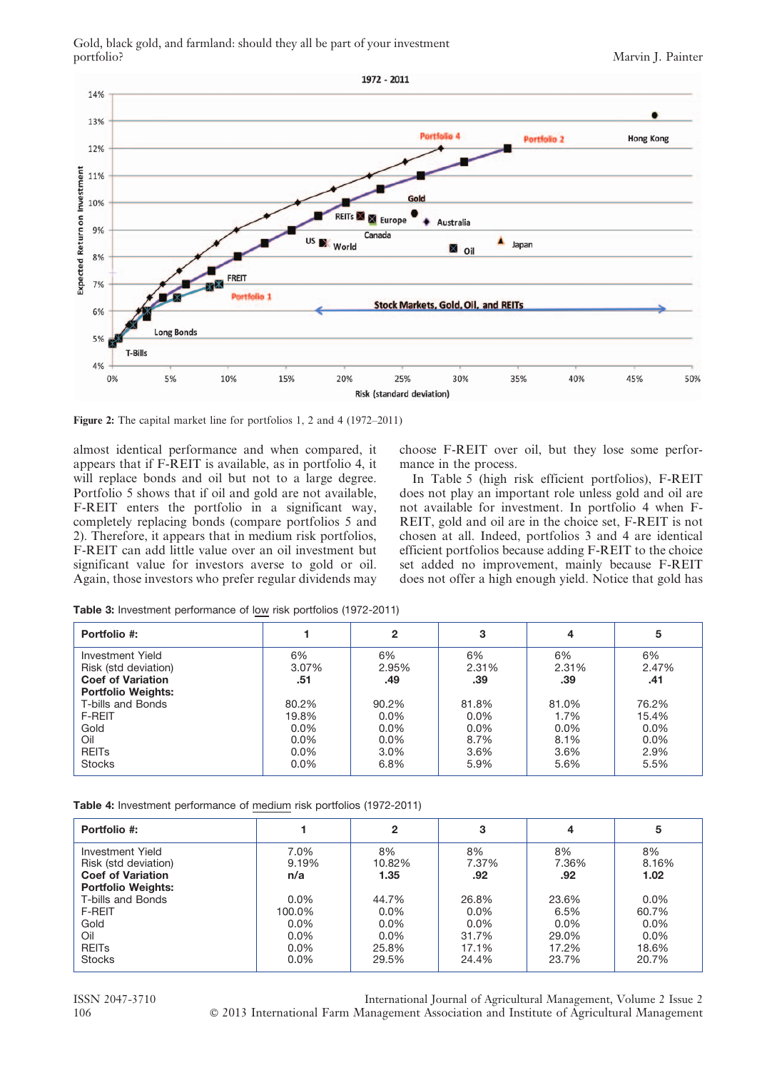Figure 2: The capital market line for portfolios 1, 2 and 4 (1972–2011)

almost identical performance and when compared, it appears that if F-REIT is available, as in portfolio 4, it will replace bonds and oil but not to a large degree. Portfolio 5 shows that if oil and gold are not available, F-REIT enters the portfolio in a significant way, completely replacing bonds (compare portfolios 5 and 2). Therefore, it appears that in medium risk portfolios, F-REIT can add little value over an oil investment but significant value for investors averse to gold or oil. Again, those investors who prefer regular dividends may choose F-REIT over oil, but they lose some performance in the process.

In Table 5 (high risk efficient portfolios), F-REIT does not play an important role unless gold and oil are not available for investment. In portfolio 4 when F-REIT, gold and oil are in the choice set, F-REIT is not chosen at all. Indeed, portfolios 3 and 4 are identical efficient portfolios because adding F-REIT to the choice set added no improvement, mainly because F-REIT does not offer a high enough yield. Notice that gold has

**Table 3:** Investment performance of low risk portfolios (1972-2011)

| Portfolio #: | 1 | 2 | 3 | 4 | 5 |
|---|---|---|---|---|---|
| Investment Yield | 6% | 6% | 6% | 6% | 6% |
| Risk (std deviation) | 3.07% | 2.95% | 2.31% | 2.31% | 2.47% |
| **Coef of Variation** | **.51** | **.49** | **.39** | **.39** | **.41** |
| **Portfolio Weights:** | | | | | |
| T-bills and Bonds | 80.2% | 90.2% | 81.8% | 81.0% | 76.2% |
| F-REIT | 19.8% | 0.0% | 0.0% | 1.7% | 15.4% |
| Gold | 0.0% | 0.0% | 0.0% | 0.0% | 0.0% |
| Oil | 0.0% | 0.0% | 8.7% | 8.1% | 0.0% |
| REITs | 0.0% | 3.0% | 3.6% | 3.6% | 2.9% |
| Stocks | 0.0% | 6.8% | 5.9% | 5.6% | 5.5% |

**Table 4:** Investment performance of medium risk portfolios (1972-2011)

| Portfolio #: | 1 | 2 | 3 | 4 | 5 |
|---|---|---|---|---|---|
| Investment Yield | 7.0% | 8% | 8% | 8% | 8% |
| Risk (std deviation) | 9.19% | 10.82% | 7.37% | 7.36% | 8.16% |
| **Coef of Variation** | **n/a** | **1.35** | **.92** | **.92** | **1.02** |
| **Portfolio Weights:** | | | | | |
| T-bills and Bonds | 0.0% | 44.7% | 26.8% | 23.6% | 0.0% |
| F-REIT | 100.0% | 0.0% | 0.0% | 6.5% | 60.7% |
| Gold | 0.0% | 0.0% | 0.0% | 0.0% | 0.0% |
| Oil | 0.0% | 0.0% | 31.7% | 29.0% | 0.0% |
| REITs | 0.0% | 25.8% | 17.1% | 17.2% | 18.6% |
| Stocks | 0.0% | 29.5% | 24.4% | 23.7% | 20.7% |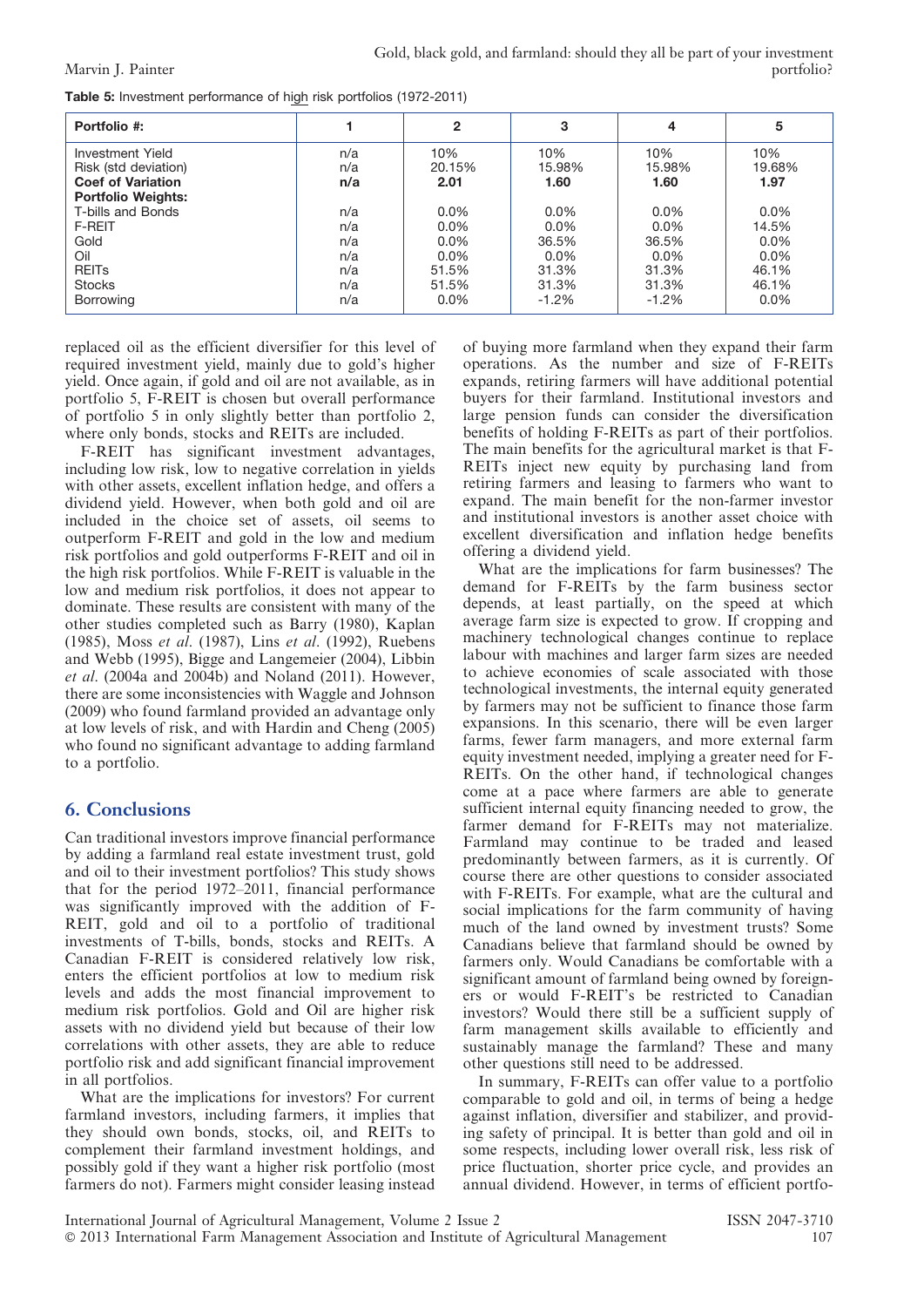Table 5: Investment performance of high risk portfolios (1972-2011)

| Portfolio #: | 1 | 2 | 3 | 4 | 5 |
|---|---|---|---|---|---|
| Investment Yield | n/a | 10% | 10% | 10% | 10% |
| Risk (std deviation) | n/a | 20.15% | 15.98% | 15.98% | 19.68% |
| **Coef of Variation** | **n/a** | **2.01** | **1.60** | **1.60** | **1.97** |
| **Portfolio Weights:** | | | | | |
| T-bills and Bonds | n/a | 0.0% | 0.0% | 0.0% | 0.0% |
| F-REIT | n/a | 0.0% | 0.0% | 0.0% | 14.5% |
| Gold | n/a | 0.0% | 36.5% | 36.5% | 0.0% |
| Oil | n/a | 0.0% | 0.0% | 0.0% | 0.0% |
| REITs | n/a | 51.5% | 31.3% | 31.3% | 46.1% |
| Stocks | n/a | 51.5% | 31.3% | 31.3% | 46.1% |
| Borrowing | n/a | 0.0% | -1.2% | -1.2% | 0.0% |

replaced oil as the efficient diversifier for this level of required investment yield, mainly due to gold's higher yield. Once again, if gold and oil are not available, as in portfolio 5, F-REIT is chosen but overall performance of portfolio 5 in only slightly better than portfolio 2, where only bonds, stocks and REITs are included.

F-REIT has significant investment advantages, including low risk, low to negative correlation in yields with other assets, excellent inflation hedge, and offers a dividend yield. However, when both gold and oil are included in the choice set of assets, oil seems to outperform F-REIT and gold in the low and medium risk portfolios and gold outperforms F-REIT and oil in the high risk portfolios. While F-REIT is valuable in the low and medium risk portfolios, it does not appear to dominate. These results are consistent with many of the other studies completed such as Barry (1980), Kaplan (1985), Moss *et al*. (1987), Lins *et al*. (1992), Ruebens and Webb (1995), Bigge and Langemeier (2004), Libbin *et al*. (2004a and 2004b) and Noland (2011). However, there are some inconsistencies with Waggle and Johnson (2009) who found farmland provided an advantage only at low levels of risk, and with Hardin and Cheng (2005) who found no significant advantage to adding farmland to a portfolio.

## 6. Conclusions

Can traditional investors improve financial performance by adding a farmland real estate investment trust, gold and oil to their investment portfolios? This study shows that for the period 1972–2011, financial performance was significantly improved with the addition of F-REIT, gold and oil to a portfolio of traditional investments of T-bills, bonds, stocks and REITs. A Canadian F-REIT is considered relatively low risk, enters the efficient portfolios at low to medium risk levels and adds the most financial improvement to medium risk portfolios. Gold and Oil are higher risk assets with no dividend yield but because of their low correlations with other assets, they are able to reduce portfolio risk and add significant financial improvement in all portfolios.

What are the implications for investors? For current farmland investors, including farmers, it implies that they should own bonds, stocks, oil, and REITs to complement their farmland investment holdings, and possibly gold if they want a higher risk portfolio (most farmers do not). Farmers might consider leasing instead of buying more farmland when they expand their farm operations. As the number and size of F-REITs expands, retiring farmers will have additional potential buyers for their farmland. Institutional investors and large pension funds can consider the diversification benefits of holding F-REITs as part of their portfolios. The main benefits for the agricultural market is that F-REITs inject new equity by purchasing land from retiring farmers and leasing to farmers who want to expand. The main benefit for the non-farmer investor and institutional investors is another asset choice with excellent diversification and inflation hedge benefits offering a dividend yield.

What are the implications for farm businesses? The demand for F-REITs by the farm business sector depends, at least partially, on the speed at which average farm size is expected to grow. If cropping and machinery technological changes continue to replace labour with machines and larger farm sizes are needed to achieve economies of scale associated with those technological investments, the internal equity generated by farmers may not be sufficient to finance those farm expansions. In this scenario, there will be even larger farms, fewer farm managers, and more external farm equity investment needed, implying a greater need for F-REITs. On the other hand, if technological changes come at a pace where farmers are able to generate sufficient internal equity financing needed to grow, the farmer demand for F-REITs may not materialize. Farmland may continue to be traded and leased predominantly between farmers, as it is currently. Of course there are other questions to consider associated with F-REITs. For example, what are the cultural and social implications for the farm community of having much of the land owned by investment trusts? Some Canadians believe that farmland should be owned by farmers only. Would Canadians be comfortable with a significant amount of farmland being owned by foreigners or would F-REIT's be restricted to Canadian investors? Would there still be a sufficient supply of farm management skills available to efficiently and sustainably manage the farmland? These and many other questions still need to be addressed.

In summary, F-REITs can offer value to a portfolio comparable to gold and oil, in terms of being a hedge against inflation, diversifier and stabilizer, and providing safety of principal. It is better than gold and oil in some respects, including lower overall risk, less risk of price fluctuation, shorter price cycle, and provides an annual dividend. However, in terms of efficient portfo-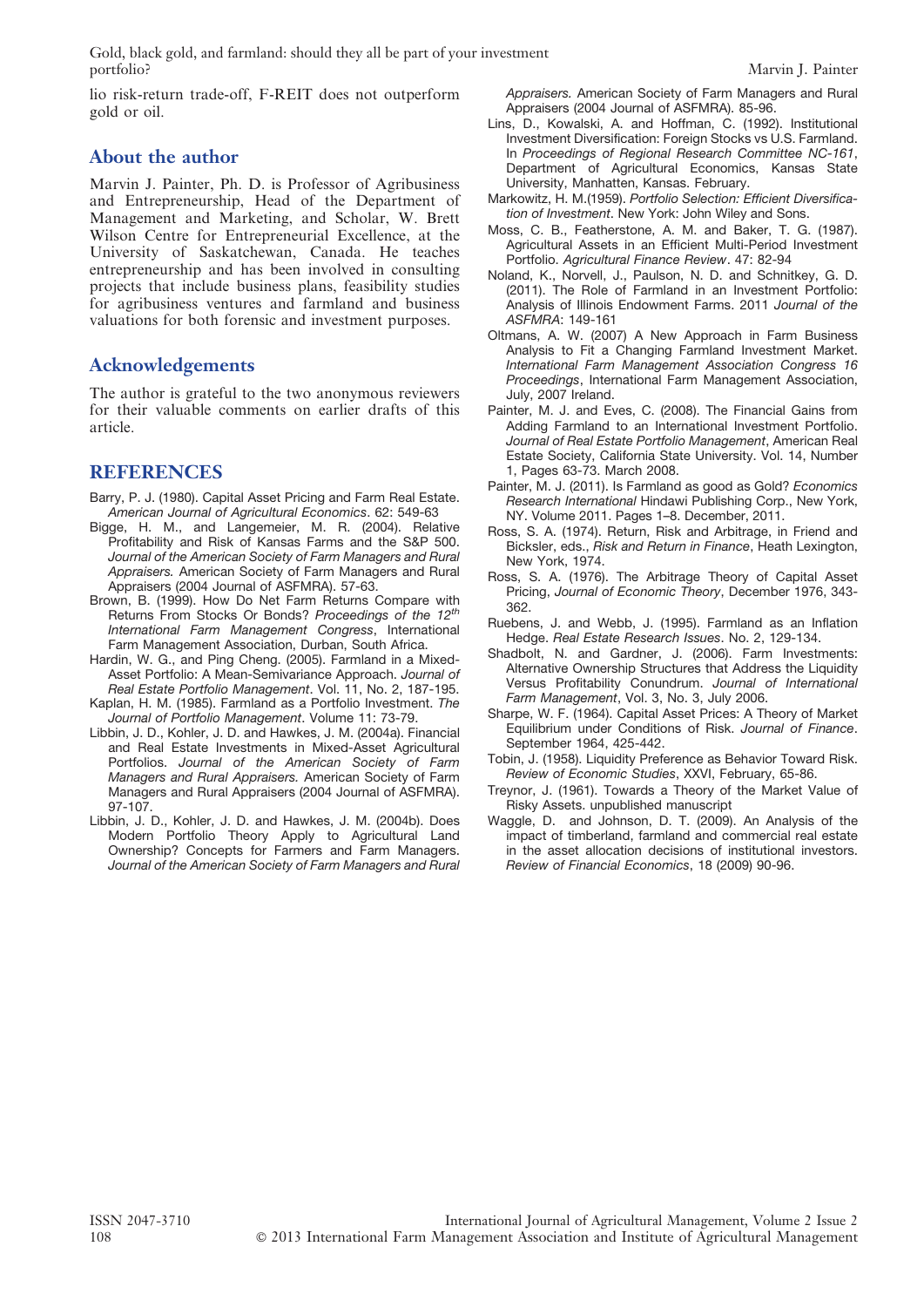lio risk-return trade-off, F-REIT does not outperform gold or oil.

## About the author

Marvin J. Painter, Ph. D. is Professor of Agribusiness and Entrepreneurship, Head of the Department of Management and Marketing, and Scholar, W. Brett Wilson Centre for Entrepreneurial Excellence, at the University of Saskatchewan, Canada. He teaches entrepreneurship and has been involved in consulting projects that include business plans, feasibility studies for agribusiness ventures and farmland and business valuations for both forensic and investment purposes.

## Acknowledgements

The author is grateful to the two anonymous reviewers for their valuable comments on earlier drafts of this article.

## REFERENCES

Barry, P. J. (1980). Capital Asset Pricing and Farm Real Estate. *American Journal of Agricultural Economics*. 62: 549-63

Bigge, H. M., and Langemeier, M. R. (2004). Relative Profitability and Risk of Kansas Farms and the S&P 500. *Journal of the American Society of Farm Managers and Rural Appraisers.* American Society of Farm Managers and Rural Appraisers (2004 Journal of ASFMRA). 57-63.

Brown, B. (1999). How Do Net Farm Returns Compare with Returns From Stocks Or Bonds? *Proceedings of the 12th International Farm Management Congress*, International Farm Management Association, Durban, South Africa.

Hardin, W. G., and Ping Cheng. (2005). Farmland in a Mixed-Asset Portfolio: A Mean-Semivariance Approach. *Journal of Real Estate Portfolio Management*. Vol. 11, No. 2, 187-195.

Kaplan, H. M. (1985). Farmland as a Portfolio Investment. *The Journal of Portfolio Management*. Volume 11: 73-79.

Libbin, J. D., Kohler, J. D. and Hawkes, J. M. (2004a). Financial and Real Estate Investments in Mixed-Asset Agricultural Portfolios. *Journal of the American Society of Farm Managers and Rural Appraisers.* American Society of Farm Managers and Rural Appraisers (2004 Journal of ASFMRA). 97-107.

Libbin, J. D., Kohler, J. D. and Hawkes, J. M. (2004b). Does Modern Portfolio Theory Apply to Agricultural Land Ownership? Concepts for Farmers and Farm Managers. *Journal of the American Society of Farm Managers and Rural Appraisers.* American Society of Farm Managers and Rural Appraisers (2004 Journal of ASFMRA). 85-96.

Lins, D., Kowalski, A. and Hoffman, C. (1992). Institutional Investment Diversification: Foreign Stocks vs U.S. Farmland. In *Proceedings of Regional Research Committee NC-161*, Department of Agricultural Economics, Kansas State University, Manhatten, Kansas. February.

Markowitz, H. M.(1959). *Portfolio Selection: Efficient Diversification of Investment*. New York: John Wiley and Sons.

Moss, C. B., Featherstone, A. M. and Baker, T. G. (1987). Agricultural Assets in an Efficient Multi-Period Investment Portfolio. *Agricultural Finance Review*. 47: 82-94

Noland, K., Norvell, J., Paulson, N. D. and Schnitkey, G. D. (2011). The Role of Farmland in an Investment Portfolio: Analysis of Illinois Endowment Farms. 2011 *Journal of the ASFMRA*: 149-161

Oltmans, A. W. (2007) A New Approach in Farm Business Analysis to Fit a Changing Farmland Investment Market. *International Farm Management Association Congress 16 Proceedings*, International Farm Management Association, July, 2007 Ireland.

Painter, M. J. and Eves, C. (2008). The Financial Gains from Adding Farmland to an International Investment Portfolio. *Journal of Real Estate Portfolio Management*, American Real Estate Society, California State University. Vol. 14, Number 1, Pages 63-73. March 2008.

Painter, M. J. (2011). Is Farmland as good as Gold? *Economics Research International* Hindawi Publishing Corp., New York, NY. Volume 2011. Pages 1–8. December, 2011.

Ross, S. A. (1974). Return, Risk and Arbitrage, in Friend and Bicksler, eds., *Risk and Return in Finance*, Heath Lexington, New York, 1974.

Ross, S. A. (1976). The Arbitrage Theory of Capital Asset Pricing, *Journal of Economic Theory*, December 1976, 343-362.

Ruebens, J. and Webb, J. (1995). Farmland as an Inflation Hedge. *Real Estate Research Issues*. No. 2, 129-134.

Shadbolt, N. and Gardner, J. (2006). Farm Investments: Alternative Ownership Structures that Address the Liquidity Versus Profitability Conundrum. *Journal of International Farm Management*, Vol. 3, No. 3, July 2006.

Sharpe, W. F. (1964). Capital Asset Prices: A Theory of Market Equilibrium under Conditions of Risk. *Journal of Finance*. September 1964, 425-442.

Tobin, J. (1958). Liquidity Preference as Behavior Toward Risk. *Review of Economic Studies*, XXVI, February, 65-86.

Treynor, J. (1961). Towards a Theory of the Market Value of Risky Assets. unpublished manuscript

Waggle, D. and Johnson, D. T. (2009). An Analysis of the impact of timberland, farmland and commercial real estate in the asset allocation decisions of institutional investors. *Review of Financial Economics*, 18 (2009) 90-96.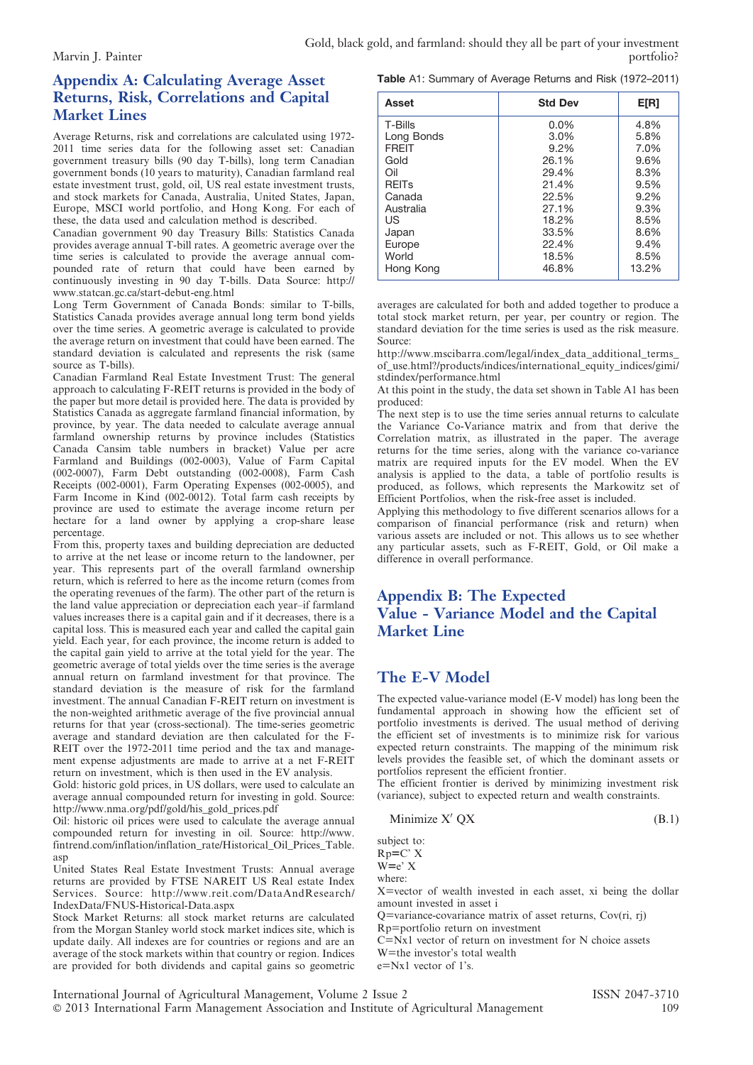## Appendix A: Calculating Average Asset Returns, Risk, Correlations and Capital Market Lines

Average Returns, risk and correlations are calculated using 1972-2011 time series data for the following asset set: Canadian government treasury bills (90 day T-bills), long term Canadian government bonds (10 years to maturity), Canadian farmland real estate investment trust, gold, oil, US real estate investment trusts, and stock markets for Canada, Australia, United States, Japan, Europe, MSCI world portfolio, and Hong Kong. For each of these, the data used and calculation method is described.

Canadian government 90 day Treasury Bills: Statistics Canada provides average annual T-bill rates. A geometric average over the time series is calculated to provide the average annual compounded rate of return that could have been earned by continuously investing in 90 day T-bills. Data Source: http://www.statcan.gc.ca/start-debut-eng.html

Long Term Government of Canada Bonds: similar to T-bills, Statistics Canada provides average annual long term bond yields over the time series. A geometric average is calculated to provide the average return on investment that could have been earned. The standard deviation is calculated and represents the risk (same source as T-bills).

Canadian Farmland Real Estate Investment Trust: The general approach to calculating F-REIT returns is provided in the body of the paper but more detail is provided here. The data is provided by Statistics Canada as aggregate farmland financial information, by province, by year. The data needed to calculate average annual farmland ownership returns by province includes (Statistics Canada Cansim table numbers in bracket) Value per acre Farmland and Buildings (002-0003), Value of Farm Capital (002-0007), Farm Debt outstanding (002-0008), Farm Cash Receipts (002-0001), Farm Operating Expenses (002-0005), and Farm Income in Kind (002-0012). Total farm cash receipts by province are used to estimate the average income return per hectare for a land owner by applying a crop-share lease percentage.

From this, property taxes and building depreciation are deducted to arrive at the net lease or income return to the landowner, per year. This represents part of the overall farmland ownership return, which is referred to here as the income return (comes from the operating revenues of the farm). The other part of the return is the land value appreciation or depreciation each year–if farmland values increases there is a capital gain and if it decreases, there is a capital loss. This is measured each year and called the capital gain yield. Each year, for each province, the income return is added to the capital gain yield to arrive at the total yield for the year. The geometric average of total yields over the time series is the average annual return on farmland investment for that province. The standard deviation is the measure of risk for the farmland investment. The annual Canadian F-REIT return on investment is the non-weighted arithmetic average of the five provincial annual returns for that year (cross-sectional). The time-series geometric average and standard deviation are then calculated for the F-REIT over the 1972-2011 time period and the tax and management expense adjustments are made to arrive at a net F-REIT return on investment, which is then used in the EV analysis.

Gold: historic gold prices, in US dollars, were used to calculate an average annual compounded return for investing in gold. Source: http://www.nma.org/pdf/gold/his_gold_prices.pdf

Oil: historic oil prices were used to calculate the average annual compounded return for investing in oil. Source: http://www.fintrend.com/inflation/inflation_rate/Historical_Oil_Prices_Table.asp

United States Real Estate Investment Trusts: Annual average returns are provided by FTSE NAREIT US Real estate Index Services. Source: http://www.reit.com/DataAndResearch/IndexData/FNUS-Historical-Data.aspx

Stock Market Returns: all stock market returns are calculated from the Morgan Stanley world stock market indices site, which is update daily. All indexes are for countries or regions and are an average of the stock markets within that country or region. Indices are provided for both dividends and capital gains so geometric averages are calculated for both and added together to produce a total stock market return, per year, per country or region. The standard deviation for the time series is used as the risk measure. Source:

http://www.mscibarra.com/legal/index_data_additional_terms_of_use.html?/products/indices/international_equity_indices/gimi/stdindex/performance.html

At this point in the study, the data set shown in Table A1 has been produced:

**Table** A1: Summary of Average Returns and Risk (1972–2011)

| Asset | Std Dev | E[R] |
|---|---|---|
| T-Bills | 0.0% | 4.8% |
| Long Bonds | 3.0% | 5.8% |
| FREIT | 9.2% | 7.0% |
| Gold | 26.1% | 9.6% |
| Oil | 29.4% | 8.3% |
| REITs | 21.4% | 9.5% |
| Canada | 22.5% | 9.2% |
| Australia | 27.1% | 9.3% |
| US | 18.2% | 8.5% |
| Japan | 33.5% | 8.6% |
| Europe | 22.4% | 9.4% |
| World | 18.5% | 8.5% |
| Hong Kong | 46.8% | 13.2% |

The next step is to use the time series annual returns to calculate the Variance Co-Variance matrix and from that derive the Correlation matrix, as illustrated in the paper. The average returns for the time series, along with the variance co-variance matrix are required inputs for the EV model. When the EV analysis is applied to the data, a table of portfolio results is produced, as follows, which represents the Markowitz set of Efficient Portfolios, when the risk-free asset is included.

Applying this methodology to five different scenarios allows for a comparison of financial performance (risk and return) when various assets are included or not. This allows us to see whether any particular assets, such as F-REIT, Gold, or Oil make a difference in overall performance.

## Appendix B: The Expected Value - Variance Model and the Capital Market Line

### The E-V Model

The expected value-variance model (E-V model) has long been the fundamental approach in showing how the efficient set of portfolio investments is derived. The usual method of deriving the efficient set of investments is to minimize risk for various expected return constraints. The mapping of the minimum risk levels provides the feasible set, of which the dominant assets or portfolios represent the efficient frontier.

The efficient frontier is derived by minimizing investment risk (variance), subject to expected return and wealth constraints.

$$\text{Minimize } X'QX \tag{B.1}$$

subject to:

$R_p = C'X$

$W = e'X$

where:

$X$=vector of wealth invested in each asset, $x_i$ being the dollar amount invested in asset i

$Q$=variance-covariance matrix of asset returns, $Cov(r_i, r_j)$

$R_p$=portfolio return on investment

$C$=Nx1 vector of return on investment for N choice assets

$W$=the investor's total wealth

$e$=Nx1 vector of 1's.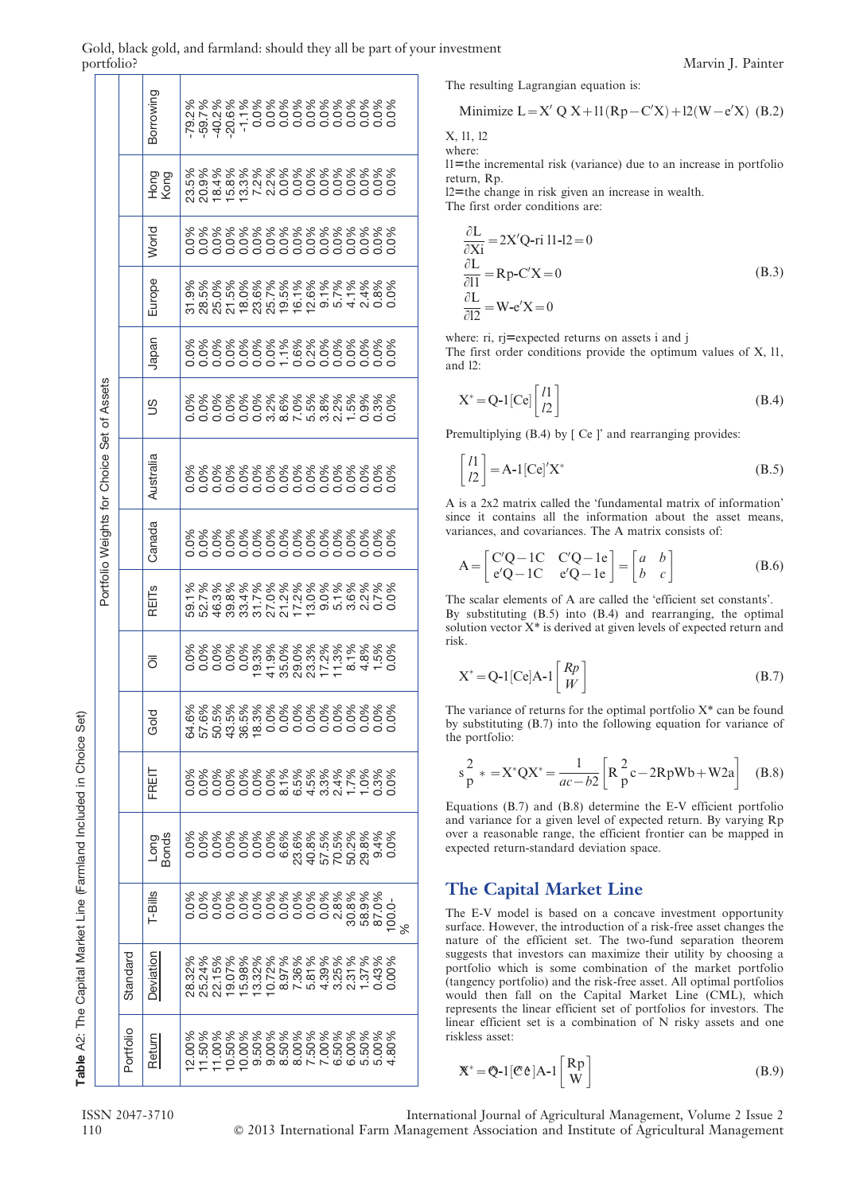**Table** A2: The Capital Market Line (Farmland Included in Choice Set)

| Portfolio | Standard | Portfolio Weights for Choice Set of Assets | | | | | | | | | | | | | |
|---|---|---|---|---|---|---|---|---|---|---|---|---|---|---|---|
| Return | Deviation | T-Bills | Long Bonds | FREIT | Gold | Oil | REITs | Canada | Australia | US | Japan | Europe | World | Hong Kong | Borrowing |
| 12.00% | 28.32% | 0.0% | 0.0% | 0.0% | 64.6% | 0.0% | 59.1% | 0.0% | 0.0% | 0.0% | 0.0% | 31.9% | 0.0% | 23.5% | -79.2% |
| 11.50% | 25.24% | 0.0% | 0.0% | 0.0% | 57.6% | 0.0% | 52.7% | 0.0% | 0.0% | 0.0% | 0.0% | 28.5% | 0.0% | 20.9% | -59.7% |
| 11.00% | 22.15% | 0.0% | 0.0% | 0.0% | 50.5% | 0.0% | 46.3% | 0.0% | 0.0% | 0.0% | 0.0% | 25.0% | 0.0% | 18.4% | -40.2% |
| 10.50% | 19.07% | 0.0% | 0.0% | 0.0% | 43.5% | 0.0% | 39.8% | 0.0% | 0.0% | 0.0% | 0.0% | 21.5% | 0.0% | 15.8% | -20.6% |
| 10.00% | 15.98% | 0.0% | 0.0% | 0.0% | 36.5% | 0.0% | 33.4% | 0.0% | 0.0% | 0.0% | 0.0% | 18.0% | 0.0% | 13.3% | -1.1% |
| 9.50% | 13.32% | 0.0% | 0.0% | 0.0% | 18.3% | 19.3% | 31.7% | 0.0% | 0.0% | 0.0% | 0.0% | 23.6% | 0.0% | 7.2% | 0.0% |
| 9.00% | 10.72% | 0.0% | 0.0% | 0.0% | 0.0% | 41.9% | 27.0% | 0.0% | 0.0% | 3.2% | 0.0% | 25.7% | 0.0% | 2.2% | 0.0% |
| 8.50% | 8.97% | 0.0% | 6.6% | 8.1% | 0.0% | 35.0% | 21.2% | 0.0% | 0.0% | 8.6% | 1.1% | 19.5% | 0.0% | 0.0% | 0.0% |
| 8.00% | 7.36% | 0.0% | 23.6% | 6.5% | 0.0% | 29.0% | 17.2% | 0.0% | 0.0% | 7.0% | 0.6% | 16.1% | 0.0% | 0.0% | 0.0% |
| 7.50% | 5.81% | 0.0% | 40.8% | 4.5% | 0.0% | 23.3% | 13.0% | 0.0% | 0.0% | 5.5% | 0.2% | 12.6% | 0.0% | 0.0% | 0.0% |
| 7.00% | 4.39% | 0.0% | 57.5% | 3.3% | 0.0% | 17.2% | 9.0% | 0.0% | 0.0% | 3.8% | 0.0% | 9.1% | 0.0% | 0.0% | 0.0% |
| 6.50% | 3.25% | 2.8% | 70.5% | 2.4% | 0.0% | 11.3% | 5.1% | 0.0% | 0.0% | 2.2% | 0.0% | 5.7% | 0.0% | 0.0% | 0.0% |
| 6.00% | 2.31% | 30.8% | 50.2% | 1.7% | 0.0% | 8.1% | 3.6% | 0.0% | 0.0% | 1.5% | 0.0% | 4.1% | 0.0% | 0.0% | 0.0% |
| 5.50% | 1.37% | 58.9% | 29.8% | 1.0% | 0.0% | 4.8% | 2.2% | 0.0% | 0.0% | 0.9% | 0.0% | 2.4% | 0.0% | 0.0% | 0.0% |
| 5.00% | 0.43% | 87.0% | 9.4% | 0.3% | 0.0% | 1.5% | 0.7% | 0.0% | 0.0% | 0.3% | 0.0% | 0.8% | 0.0% | 0.0% | 0.0% |
| 4.80% | 0.00% | 100.0% | 0.0% | 0.0% | 0.0% | 0.0% | 0.0% | 0.0% | 0.0% | 0.0% | 0.0% | 0.0% | 0.0% | 0.0% | 0.0% |

The resulting Lagrangian equation is:

$$\text{Minimize } L = X'QX + l1(Rp - C'X) + l2(W - e'X) \quad (B.2)$$

X, l1, l2

where:

l1=the incremental risk (variance) due to an increase in portfolio return, Rp.

l2=the change in risk given an increase in wealth.

The first order conditions are:

$$\frac{\partial L}{\partial Xi} = 2X'Q\text{-ri } l1\text{-}l2 = 0$$
$$\frac{\partial L}{\partial l1} = Rp\text{-}C'X = 0 \quad (B.3)$$
$$\frac{\partial L}{\partial l2} = W\text{-}e'X = 0$$

where: ri, rj=expected returns on assets i and j

The first order conditions provide the optimum values of X, l1, and l2:

$$X^* = Q\text{-}1[Ce]\begin{bmatrix} l1 \\ l2 \end{bmatrix} \quad (B.4)$$

Premultiplying (B.4) by [ Ce ]' and rearranging provides:

$$\begin{bmatrix} l1 \\ l2 \end{bmatrix} = A\text{-}1[Ce]'X^* \quad (B.5)$$

A is a 2x2 matrix called the 'fundamental matrix of information' since it contains all the information about the asset means, variances, and covariances. The A matrix consists of:

$$A = \begin{bmatrix} C'Q-1C & C'Q-1e \\ e'Q-1C & e'Q-1e \end{bmatrix} = \begin{bmatrix} a & b \\ b & c \end{bmatrix} \quad (B.6)$$

The scalar elements of A are called the 'efficient set constants'. By substituting (B.5) into (B.4) and rearranging, the optimal solution vector X* is derived at given levels of expected return and risk.

$$X^* = Q\text{-}1[Ce]A\text{-}1\begin{bmatrix} Rp \\ W \end{bmatrix} \quad (B.7)$$

The variance of returns for the optimal portfolio X* can be found by substituting (B.7) into the following equation for variance of the portfolio:

$$s_p^2 * = X^*QX^* = \frac{1}{ac - b2}\left[R_p^2 c - 2RpWb + W2a\right] \quad (B.8)$$

Equations (B.7) and (B.8) determine the E-V efficient portfolio and variance for a given level of expected return. By varying Rp over a reasonable range, the efficient frontier can be mapped in expected return-standard deviation space.

## The Capital Market Line

The E-V model is based on a concave investment opportunity surface. However, the introduction of a risk-free asset changes the nature of the efficient set. The two-fund separation theorem suggests that investors can maximize their utility by choosing a portfolio which is some combination of the market portfolio (tangency portfolio) and the risk-free asset. All optimal portfolios would then fall on the Capital Market Line (CML), which represents the linear efficient set of portfolios for investors. The linear efficient set is a combination of N risky assets and one riskless asset:

$$\hat{X}^* = \hat{Q}\text{-}1[\hat{C}\hat{e}]A\text{-}1\begin{bmatrix} Rp \\ W \end{bmatrix} \quad (B.9)$$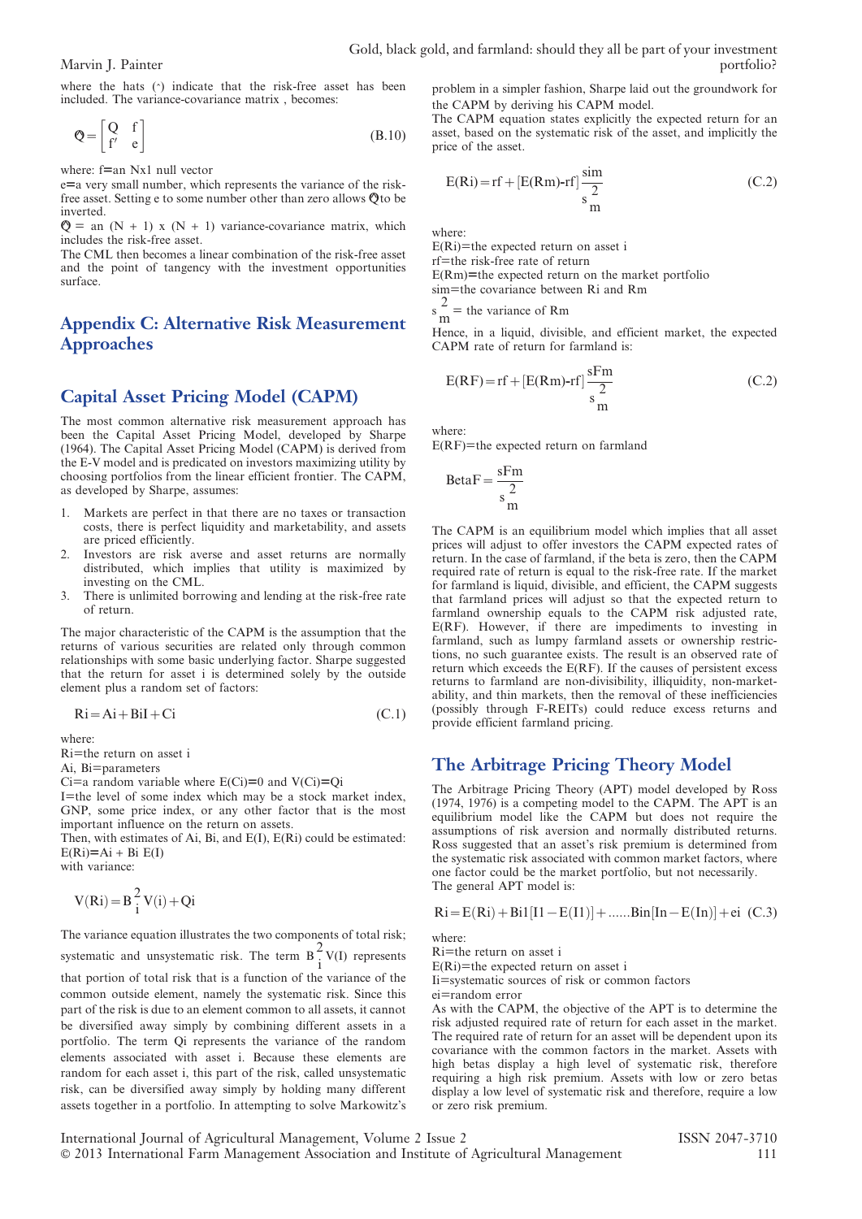where the hats (ˆ) indicate that the risk-free asset has been included. The variance-covariance matrix , becomes:

$$\hat{Q} = \begin{bmatrix} Q & f \\ f' & e \end{bmatrix} \tag{B.10}$$

where: f=an Nx1 null vector

e=a very small number, which represents the variance of the risk-free asset. Setting e to some number other than zero allows $\hat{Q}$ to be inverted.

$\hat{Q}$ = an (N + 1) x (N + 1) variance-covariance matrix, which includes the risk-free asset.

The CML then becomes a linear combination of the risk-free asset and the point of tangency with the investment opportunities surface.

## Appendix C: Alternative Risk Measurement Approaches

## Capital Asset Pricing Model (CAPM)

The most common alternative risk measurement approach has been the Capital Asset Pricing Model, developed by Sharpe (1964). The Capital Asset Pricing Model (CAPM) is derived from the E-V model and is predicated on investors maximizing utility by choosing portfolios from the linear efficient frontier. The CAPM, as developed by Sharpe, assumes:

1. Markets are perfect in that there are no taxes or transaction costs, there is perfect liquidity and marketability, and assets are priced efficiently.
2. Investors are risk averse and asset returns are normally distributed, which implies that utility is maximized by investing on the CML.
3. There is unlimited borrowing and lending at the risk-free rate of return.

The major characteristic of the CAPM is the assumption that the returns of various securities are related only through common relationships with some basic underlying factor. Sharpe suggested that the return for asset i is determined solely by the outside element plus a random set of factors:

$$Ri = Ai + BiI + Ci \tag{C.1}$$

where:

Ri=the return on asset i

Ai, Bi=parameters

Ci=a random variable where E(Ci)=0 and V(Ci)=Qi

I=the level of some index which may be a stock market index, GNP, some price index, or any other factor that is the most important influence on the return on assets.

Then, with estimates of Ai, Bi, and E(I), E(Ri) could be estimated:

E(Ri)=Ai + Bi E(I)

with variance:

$$V(Ri) = B_i^2 V(i) + Qi$$

The variance equation illustrates the two components of total risk; systematic and unsystematic risk. The term $B_i^2 V(I)$ represents that portion of total risk that is a function of the variance of the common outside element, namely the systematic risk. Since this part of the risk is due to an element common to all assets, it cannot be diversified away simply by combining different assets in a portfolio. The term Qi represents the variance of the random elements associated with asset i. Because these elements are random for each asset i, this part of the risk, called unsystematic risk, can be diversified away simply by holding many different assets together in a portfolio. In attempting to solve Markowitz's problem in a simpler fashion, Sharpe laid out the groundwork for the CAPM by deriving his CAPM model.

The CAPM equation states explicitly the expected return for an asset, based on the systematic risk of the asset, and implicitly the price of the asset.

$$E(Ri) = rf + [E(Rm)\text{-}rf]\frac{sim}{s_m^2} \tag{C.2}$$

where:

E(Ri)=the expected return on asset i

rf=the risk-free rate of return

E(Rm)=the expected return on the market portfolio

sim=the covariance between Ri and Rm

$s_m^2$ = the variance of Rm

Hence, in a liquid, divisible, and efficient market, the expected CAPM rate of return for farmland is:

$$E(RF) = rf + [E(Rm)\text{-}rf]\frac{sFm}{s_m^2} \tag{C.2}$$

where:

E(RF)=the expected return on farmland

$$BetaF = \frac{sFm}{s_m^2}$$

The CAPM is an equilibrium model which implies that all asset prices will adjust to offer investors the CAPM expected rates of return. In the case of farmland, if the beta is zero, then the CAPM required rate of return is equal to the risk-free rate. If the market for farmland is liquid, divisible, and efficient, the CAPM suggests that farmland prices will adjust so that the expected return to farmland ownership equals to the CAPM risk adjusted rate, E(RF). However, if there are impediments to investing in farmland, such as lumpy farmland assets or ownership restrictions, no such guarantee exists. The result is an observed rate of return which exceeds the E(RF). If the causes of persistent excess returns to farmland are non-divisibility, illiquidity, non-marketability, and thin markets, then the removal of these inefficiencies (possibly through F-REITs) could reduce excess returns and provide efficient farmland pricing.

## The Arbitrage Pricing Theory Model

The Arbitrage Pricing Theory (APT) model developed by Ross (1974, 1976) is a competing model to the CAPM. The APT is an equilibrium model like the CAPM but does not require the assumptions of risk aversion and normally distributed returns. Ross suggested that an asset's risk premium is determined from the systematic risk associated with common market factors, where one factor could be the market portfolio, but not necessarily.

The general APT model is:

$$Ri = E(Ri) + Bi1[I1 - E(I1)] + \ldots\ldots Bin[In - E(In)] + ei \tag{C.3}$$

where:

Ri=the return on asset i

E(Ri)=the expected return on asset i

Ii=systematic sources of risk or common factors

ei=random error

As with the CAPM, the objective of the APT is to determine the risk adjusted required rate of return for each asset in the market. The required rate of return for an asset will be dependent upon its covariance with the common factors in the market. Assets with high betas display a high level of systematic risk, therefore requiring a high risk premium. Assets with low or zero betas display a low level of systematic risk and therefore, require a low or zero risk premium.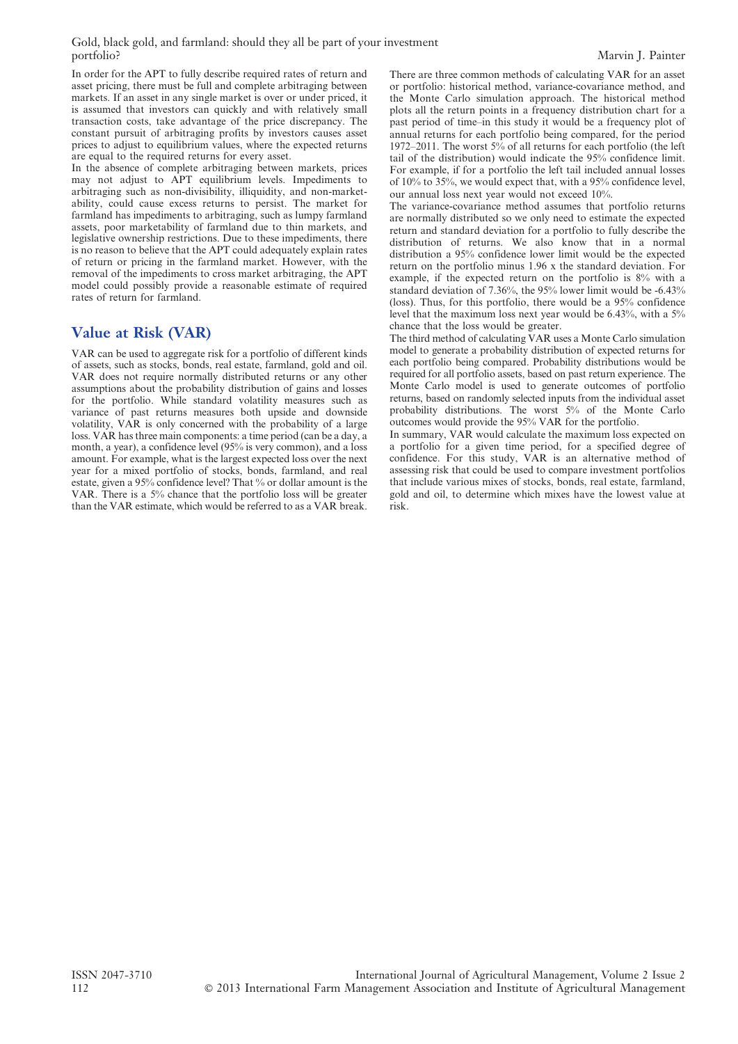In order for the APT to fully describe required rates of return and asset pricing, there must be full and complete arbitraging between markets. If an asset in any single market is over or under priced, it is assumed that investors can quickly and with relatively small transaction costs, take advantage of the price discrepancy. The constant pursuit of arbitraging profits by investors causes asset prices to adjust to equilibrium values, where the expected returns are equal to the required returns for every asset.

In the absence of complete arbitraging between markets, prices may not adjust to APT equilibrium levels. Impediments to arbitraging such as non-divisibility, illiquidity, and non-marketability, could cause excess returns to persist. The market for farmland has impediments to arbitraging, such as lumpy farmland assets, poor marketability of farmland due to thin markets, and legislative ownership restrictions. Due to these impediments, there is no reason to believe that the APT could adequately explain rates of return or pricing in the farmland market. However, with the removal of the impediments to cross market arbitraging, the APT model could possibly provide a reasonable estimate of required rates of return for farmland.

## Value at Risk (VAR)

VAR can be used to aggregate risk for a portfolio of different kinds of assets, such as stocks, bonds, real estate, farmland, gold and oil. VAR does not require normally distributed returns or any other assumptions about the probability distribution of gains and losses for the portfolio. While standard volatility measures such as variance of past returns measures both upside and downside volatility, VAR is only concerned with the probability of a large loss. VAR has three main components: a time period (can be a day, a month, a year), a confidence level (95% is very common), and a loss amount. For example, what is the largest expected loss over the next year for a mixed portfolio of stocks, bonds, farmland, and real estate, given a 95% confidence level? That % or dollar amount is the VAR. There is a 5% chance that the portfolio loss will be greater than the VAR estimate, which would be referred to as a VAR break.

There are three common methods of calculating VAR for an asset or portfolio: historical method, variance-covariance method, and the Monte Carlo simulation approach. The historical method plots all the return points in a frequency distribution chart for a past period of time–in this study it would be a frequency plot of annual returns for each portfolio being compared, for the period 1972–2011. The worst 5% of all returns for each portfolio (the left tail of the distribution) would indicate the 95% confidence limit. For example, if for a portfolio the left tail included annual losses of 10% to 35%, we would expect that, with a 95% confidence level, our annual loss next year would not exceed 10%.

The variance-covariance method assumes that portfolio returns are normally distributed so we only need to estimate the expected return and standard deviation for a portfolio to fully describe the distribution of returns. We also know that in a normal distribution a 95% confidence lower limit would be the expected return on the portfolio minus 1.96 x the standard deviation. For example, if the expected return on the portfolio is 8% with a standard deviation of 7.36%, the 95% lower limit would be -6.43% (loss). Thus, for this portfolio, there would be a 95% confidence level that the maximum loss next year would be 6.43%, with a 5% chance that the loss would be greater.

The third method of calculating VAR uses a Monte Carlo simulation model to generate a probability distribution of expected returns for each portfolio being compared. Probability distributions would be required for all portfolio assets, based on past return experience. The Monte Carlo model is used to generate outcomes of portfolio returns, based on randomly selected inputs from the individual asset probability distributions. The worst 5% of the Monte Carlo outcomes would provide the 95% VAR for the portfolio.

In summary, VAR would calculate the maximum loss expected on a portfolio for a given time period, for a specified degree of confidence. For this study, VAR is an alternative method of assessing risk that could be used to compare investment portfolios that include various mixes of stocks, bonds, real estate, farmland, gold and oil, to determine which mixes have the lowest value at risk.